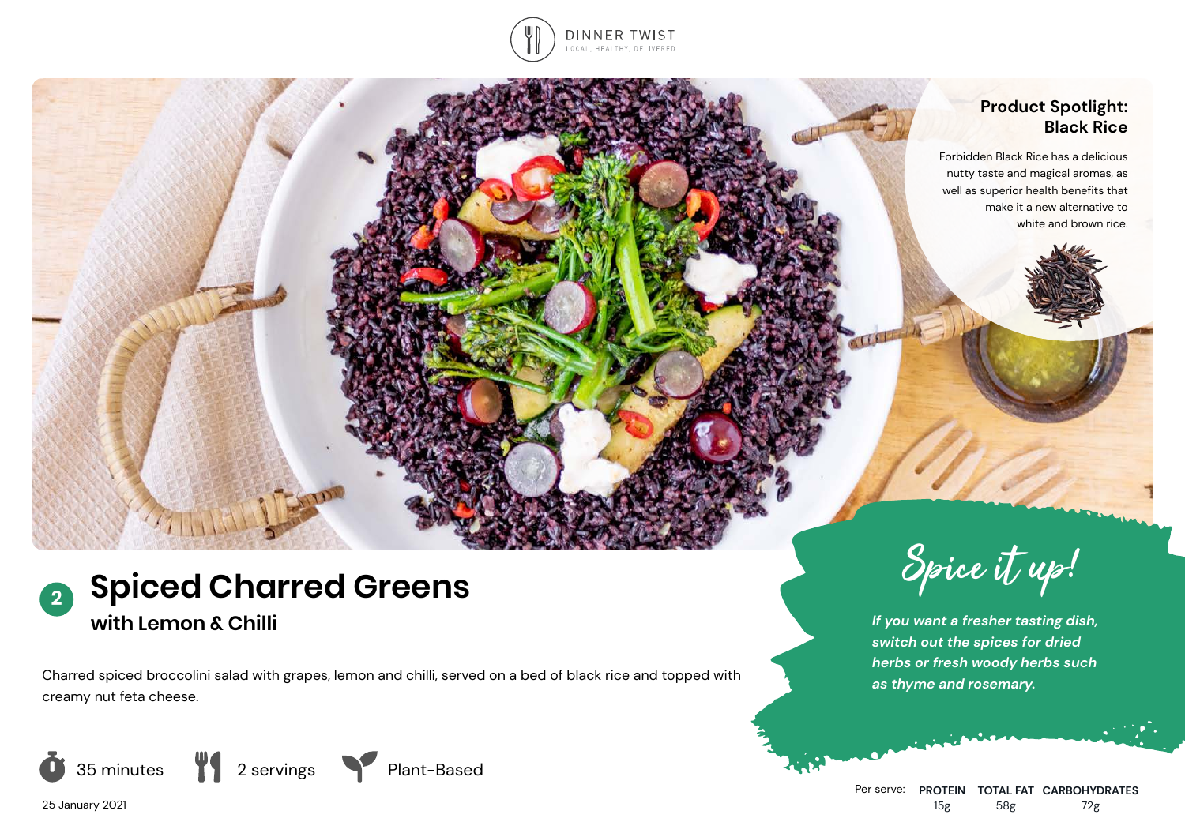DINNER TWIST

LOCAL, HEALTHY, DELIVERED

## Product Spotlight: Black Rice

Forbidden Black Rice has a delicious nutty taste and magical aromas, as well as superior health benefits that make it a new alternative to white and brown rice.

# 2 Spiced Charred Greens

### with Lemon & Chilli

Charred spiced broccolini salad with grapes, lemon and chilli, served on a bed of black rice and topped with creamy nut feta cheese.

35 minutes | 2 servings | Plant-Based

25 January 2021

## Spice it up!

***If you want a fresher tasting dish, switch out the spices for dried herbs or fresh woody herbs such as thyme and rosemary.***

| Per serve: | PROTEIN | TOTAL FAT | CARBOHYDRATES |
|---|---|---|---|
| | 15g | 58g | 72g |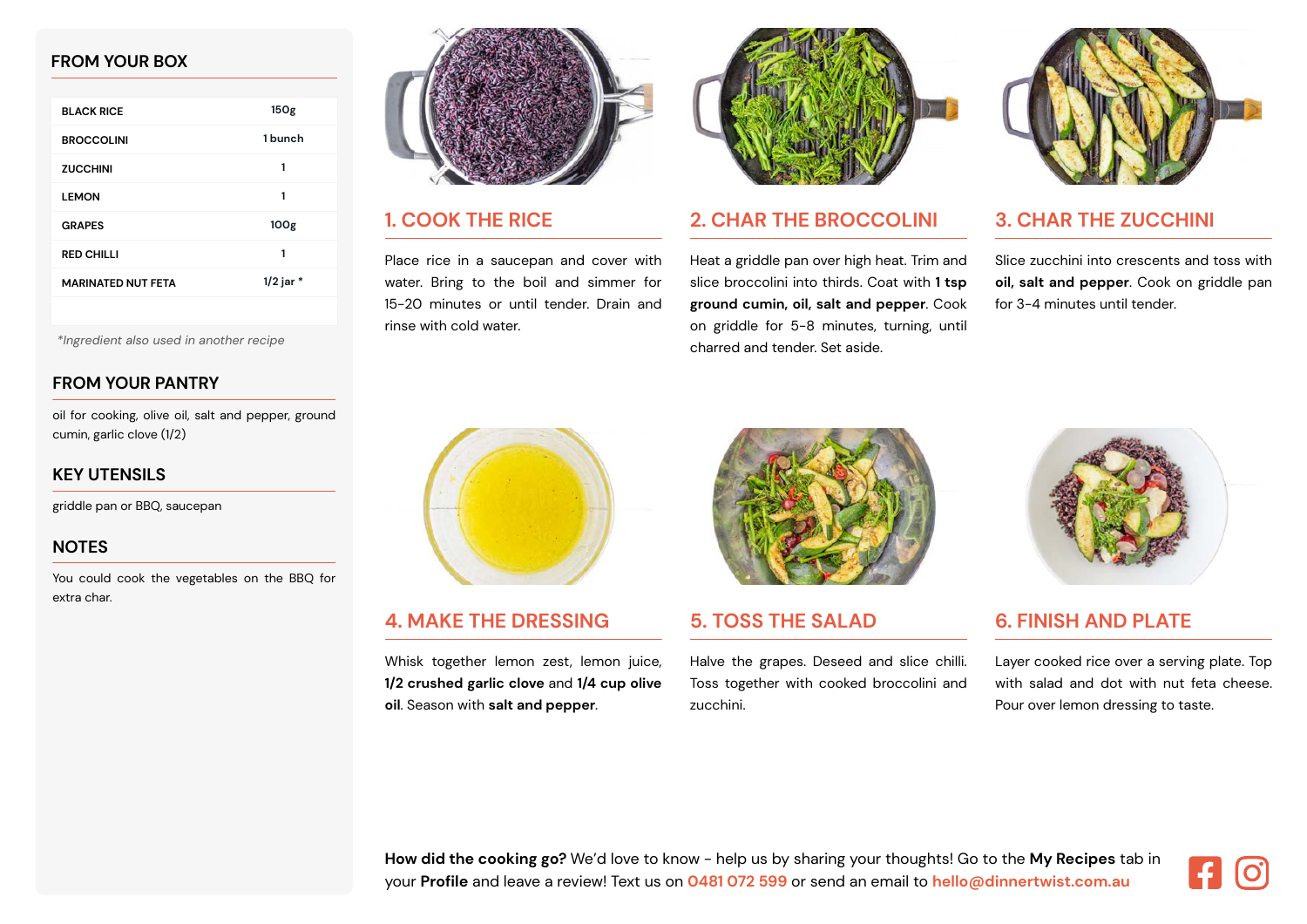## FROM YOUR BOX

| | |
|---|---|
| BLACK RICE | 150g |
| BROCCOLINI | 1 bunch |
| ZUCCHINI | 1 |
| LEMON | 1 |
| GRAPES | 100g |
| RED CHILLI | 1 |
| MARINATED NUT FETA | 1/2 jar * |

*Ingredient also used in another recipe*

## FROM YOUR PANTRY

oil for cooking, olive oil, salt and pepper, ground cumin, garlic clove (1/2)

## KEY UTENSILS

griddle pan or BBQ, saucepan

## NOTES

You could cook the vegetables on the BBQ for extra char.

## 1. COOK THE RICE

Place rice in a saucepan and cover with water. Bring to the boil and simmer for 15-20 minutes or until tender. Drain and rinse with cold water.

## 2. CHAR THE BROCCOLINI

Heat a griddle pan over high heat. Trim and slice broccolini into thirds. Coat with **1 tsp ground cumin, oil, salt and pepper**. Cook on griddle for 5-8 minutes, turning, until charred and tender. Set aside.

## 3. CHAR THE ZUCCHINI

Slice zucchini into crescents and toss with **oil, salt and pepper**. Cook on griddle pan for 3-4 minutes until tender.

## 4. MAKE THE DRESSING

Whisk together lemon zest, lemon juice, **1/2 crushed garlic clove** and **1/4 cup olive oil**. Season with **salt and pepper**.

## 5. TOSS THE SALAD

Halve the grapes. Deseed and slice chilli. Toss together with cooked broccolini and zucchini.

## 6. FINISH AND PLATE

Layer cooked rice over a serving plate. Top with salad and dot with nut feta cheese. Pour over lemon dressing to taste.

**How did the cooking go?** We'd love to know - help us by sharing your thoughts! Go to the **My Recipes** tab in your **Profile** and leave a review! Text us on 0481 072 599 or send an email to hello@dinnertwist.com.au